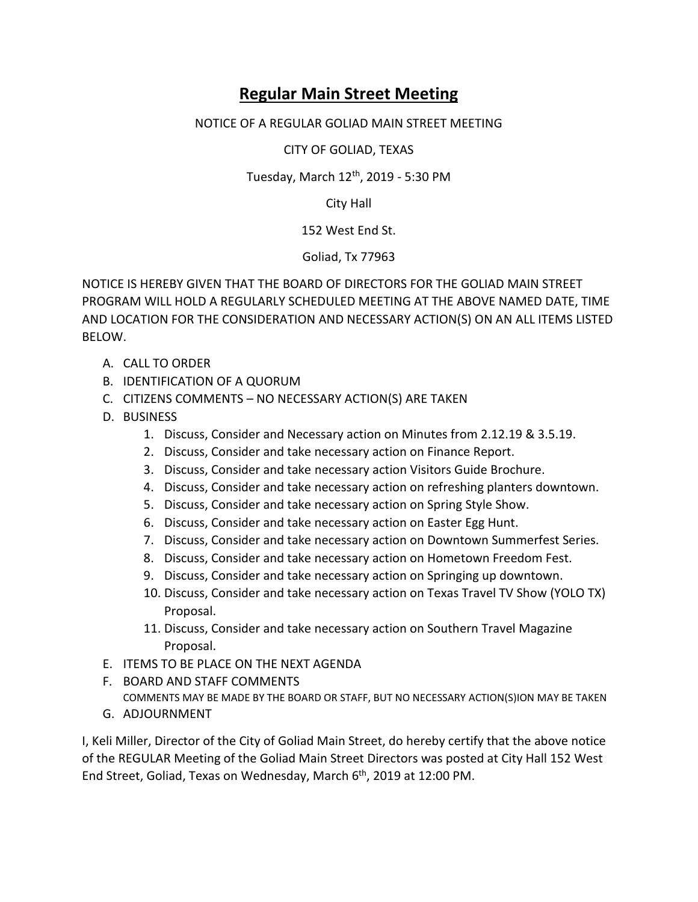# Regular Main Street Meeting

NOTICE OF A REGULAR GOLIAD MAIN STREET MEETING

CITY OF GOLIAD, TEXAS

Tuesday, March 12th, 2019 - 5:30 PM

City Hall

152 West End St.

Goliad, Tx 77963

NOTICE IS HEREBY GIVEN THAT THE BOARD OF DIRECTORS FOR THE GOLIAD MAIN STREET PROGRAM WILL HOLD A REGULARLY SCHEDULED MEETING AT THE ABOVE NAMED DATE, TIME AND LOCATION FOR THE CONSIDERATION AND NECESSARY ACTION(S) ON AN ALL ITEMS LISTED BELOW.

A. CALL TO ORDER
B. IDENTIFICATION OF A QUORUM
C. CITIZENS COMMENTS – NO NECESSARY ACTION(S) ARE TAKEN
D. BUSINESS
   1. Discuss, Consider and Necessary action on Minutes from 2.12.19 & 3.5.19.
   2. Discuss, Consider and take necessary action on Finance Report.
   3. Discuss, Consider and take necessary action Visitors Guide Brochure.
   4. Discuss, Consider and take necessary action on refreshing planters downtown.
   5. Discuss, Consider and take necessary action on Spring Style Show.
   6. Discuss, Consider and take necessary action on Easter Egg Hunt.
   7. Discuss, Consider and take necessary action on Downtown Summerfest Series.
   8. Discuss, Consider and take necessary action on Hometown Freedom Fest.
   9. Discuss, Consider and take necessary action on Springing up downtown.
   10. Discuss, Consider and take necessary action on Texas Travel TV Show (YOLO TX) Proposal.
   11. Discuss, Consider and take necessary action on Southern Travel Magazine Proposal.
E. ITEMS TO BE PLACE ON THE NEXT AGENDA
F. BOARD AND STAFF COMMENTS
   COMMENTS MAY BE MADE BY THE BOARD OR STAFF, BUT NO NECESSARY ACTION(S)ION MAY BE TAKEN
G. ADJOURNMENT

I, Keli Miller, Director of the City of Goliad Main Street, do hereby certify that the above notice of the REGULAR Meeting of the Goliad Main Street Directors was posted at City Hall 152 West End Street, Goliad, Texas on Wednesday, March 6th, 2019 at 12:00 PM.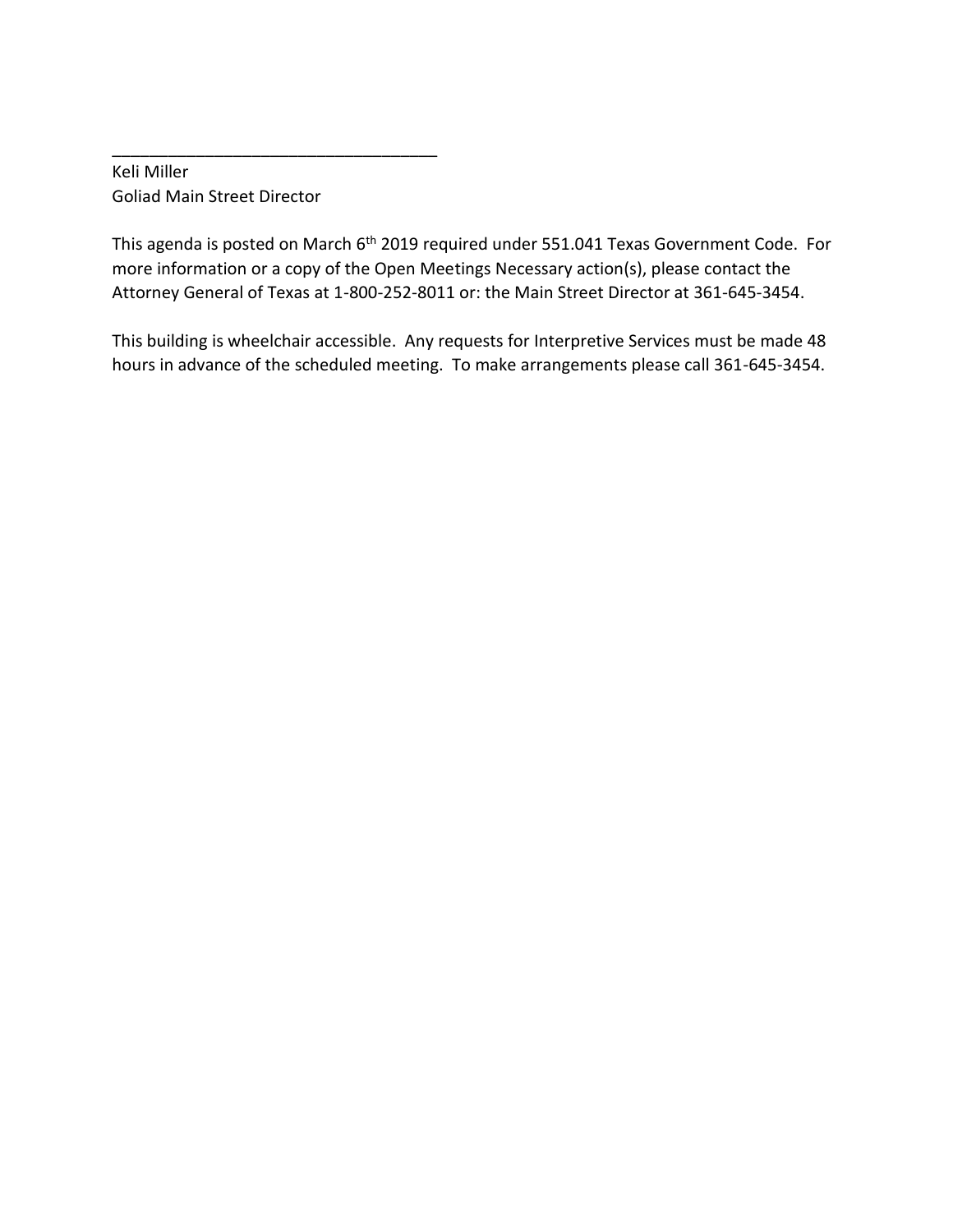\_\_\_\_\_\_\_\_\_\_\_\_\_\_\_\_\_\_\_\_\_\_\_\_\_\_\_\_\_\_\_\_\_\_\_\_

Keli Miller
Goliad Main Street Director

This agenda is posted on March 6th 2019 required under 551.041 Texas Government Code. For more information or a copy of the Open Meetings Necessary action(s), please contact the Attorney General of Texas at 1-800-252-8011 or: the Main Street Director at 361-645-3454.

This building is wheelchair accessible. Any requests for Interpretive Services must be made 48 hours in advance of the scheduled meeting. To make arrangements please call 361-645-3454.